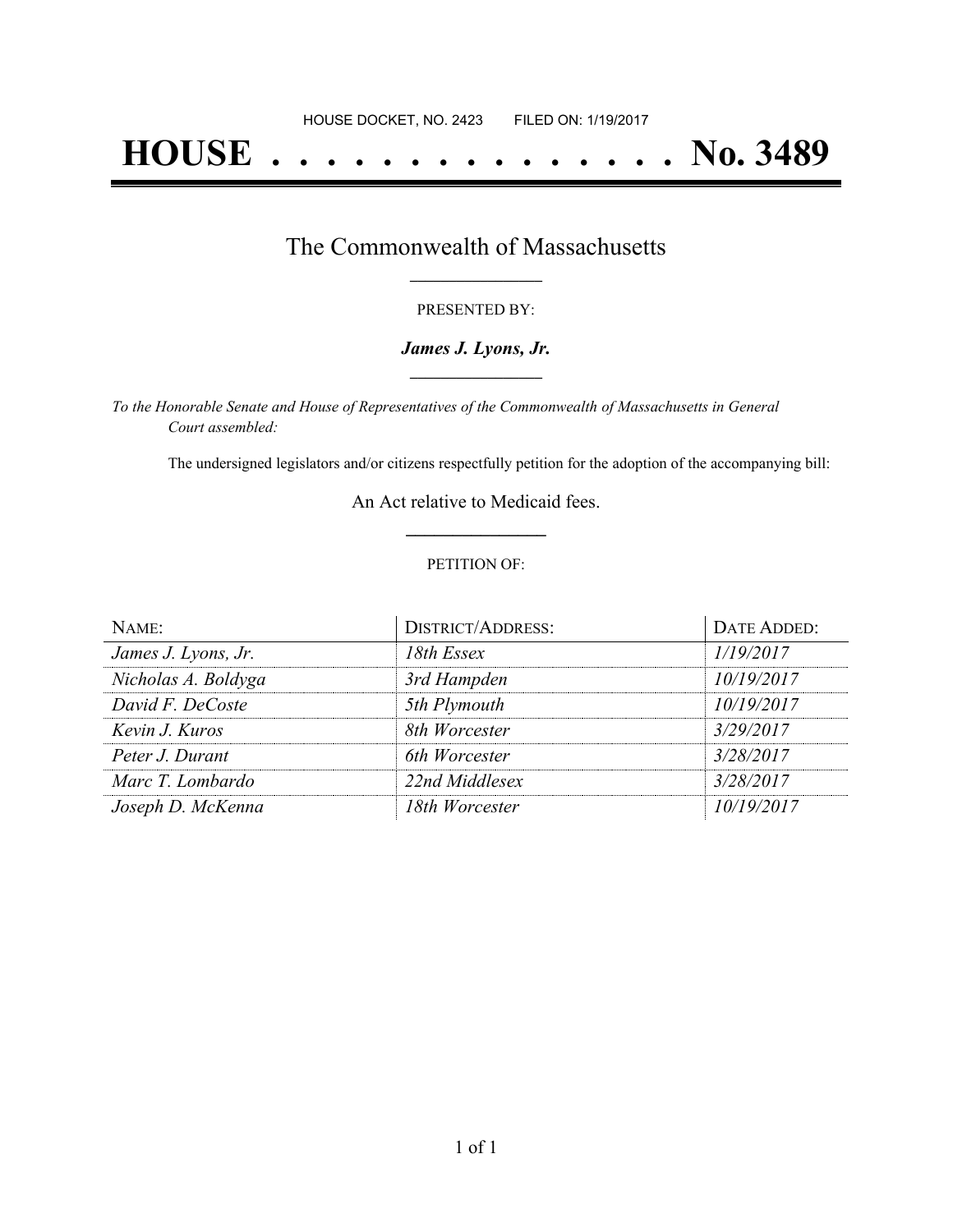HOUSE DOCKET, NO. 2423        FILED ON: 1/19/2017

# HOUSE . . . . . . . . . . . . . . . No. 3489

## The Commonwealth of Massachusetts

PRESENTED BY:

***James J. Lyons, Jr.***

*To the Honorable Senate and House of Representatives of the Commonwealth of Massachusetts in General Court assembled:*

The undersigned legislators and/or citizens respectfully petition for the adoption of the accompanying bill:

An Act relative to Medicaid fees.

PETITION OF:

| NAME: | DISTRICT/ADDRESS: | DATE ADDED: |
|---|---|---|
| *James J. Lyons, Jr.* | *18th Essex* | *1/19/2017* |
| *Nicholas A. Boldyga* | *3rd Hampden* | *10/19/2017* |
| *David F. DeCoste* | *5th Plymouth* | *10/19/2017* |
| *Kevin J. Kuros* | *8th Worcester* | *3/29/2017* |
| *Peter J. Durant* | *6th Worcester* | *3/28/2017* |
| *Marc T. Lombardo* | *22nd Middlesex* | *3/28/2017* |
| *Joseph D. McKenna* | *18th Worcester* | *10/19/2017* |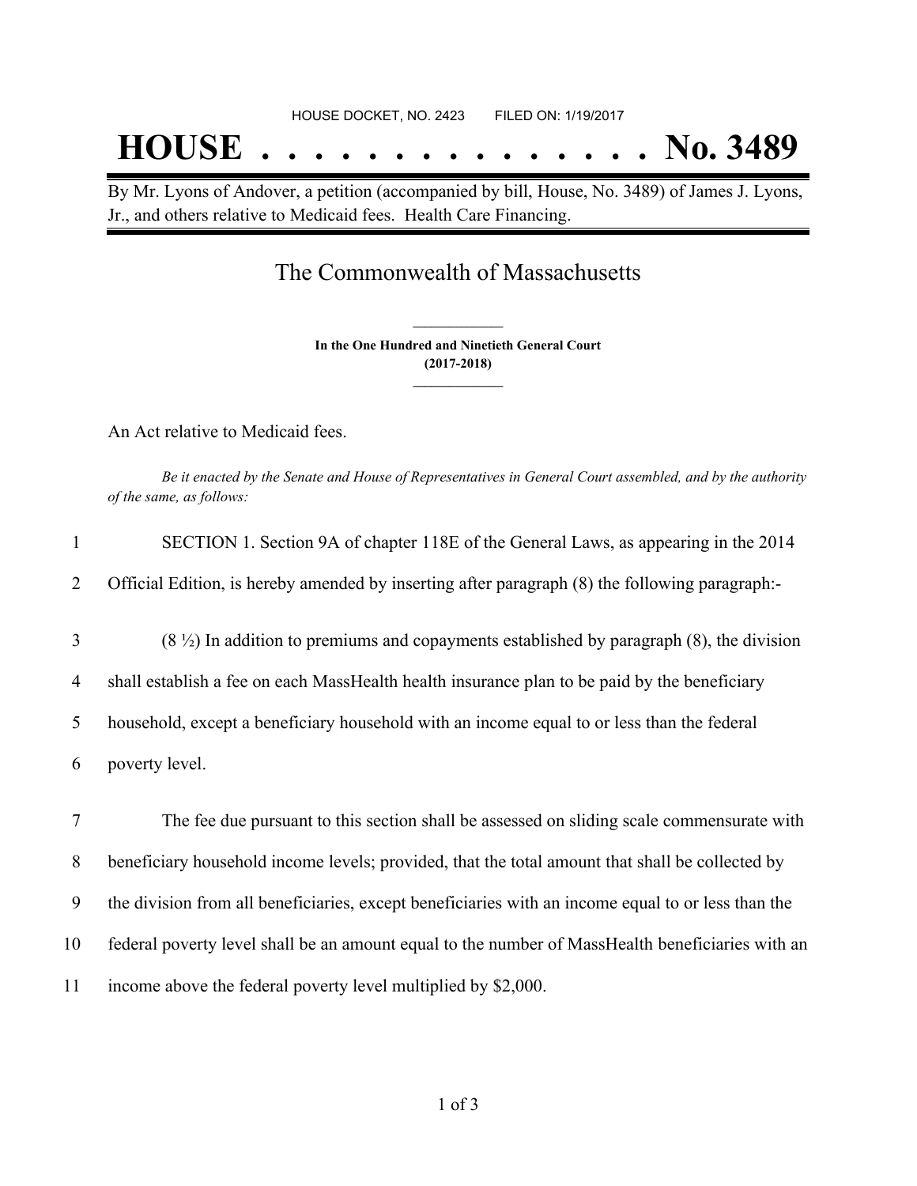HOUSE DOCKET, NO. 2423        FILED ON: 1/19/2017

# HOUSE . . . . . . . . . . . . . . . No. 3489

By Mr. Lyons of Andover, a petition (accompanied by bill, House, No. 3489) of James J. Lyons, Jr., and others relative to Medicaid fees. Health Care Financing.

## The Commonwealth of Massachusetts

**In the One Hundred and Ninetieth General Court**
**(2017-2018)**

An Act relative to Medicaid fees.

*Be it enacted by the Senate and House of Representatives in General Court assembled, and by the authority of the same, as follows:*

1 SECTION 1. Section 9A of chapter 118E of the General Laws, as appearing in the 2014
2 Official Edition, is hereby amended by inserting after paragraph (8) the following paragraph:-

3 (8 ½) In addition to premiums and copayments established by paragraph (8), the division
4 shall establish a fee on each MassHealth health insurance plan to be paid by the beneficiary
5 household, except a beneficiary household with an income equal to or less than the federal
6 poverty level.

7 The fee due pursuant to this section shall be assessed on sliding scale commensurate with
8 beneficiary household income levels; provided, that the total amount that shall be collected by
9 the division from all beneficiaries, except beneficiaries with an income equal to or less than the
10 federal poverty level shall be an amount equal to the number of MassHealth beneficiaries with an
11 income above the federal poverty level multiplied by $2,000.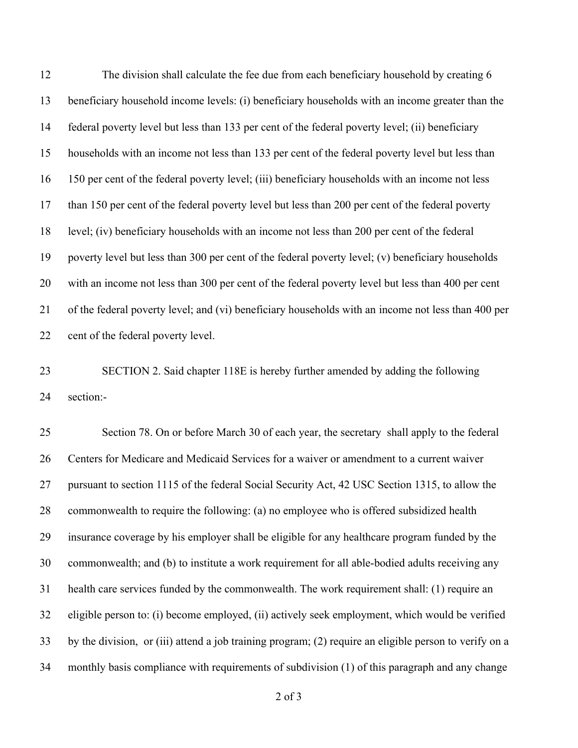The division shall calculate the fee due from each beneficiary household by creating 6 beneficiary household income levels: (i) beneficiary households with an income greater than the federal poverty level but less than 133 per cent of the federal poverty level; (ii) beneficiary households with an income not less than 133 per cent of the federal poverty level but less than 150 per cent of the federal poverty level; (iii) beneficiary households with an income not less than 150 per cent of the federal poverty level but less than 200 per cent of the federal poverty level; (iv) beneficiary households with an income not less than 200 per cent of the federal poverty level but less than 300 per cent of the federal poverty level; (v) beneficiary households with an income not less than 300 per cent of the federal poverty level but less than 400 per cent of the federal poverty level; and (vi) beneficiary households with an income not less than 400 per cent of the federal poverty level.

SECTION 2. Said chapter 118E is hereby further amended by adding the following section:-

Section 78. On or before March 30 of each year, the secretary shall apply to the federal Centers for Medicare and Medicaid Services for a waiver or amendment to a current waiver pursuant to section 1115 of the federal Social Security Act, 42 USC Section 1315, to allow the commonwealth to require the following: (a) no employee who is offered subsidized health insurance coverage by his employer shall be eligible for any healthcare program funded by the commonwealth; and (b) to institute a work requirement for all able-bodied adults receiving any health care services funded by the commonwealth. The work requirement shall: (1) require an eligible person to: (i) become employed, (ii) actively seek employment, which would be verified by the division, or (iii) attend a job training program; (2) require an eligible person to verify on a monthly basis compliance with requirements of subdivision (1) of this paragraph and any change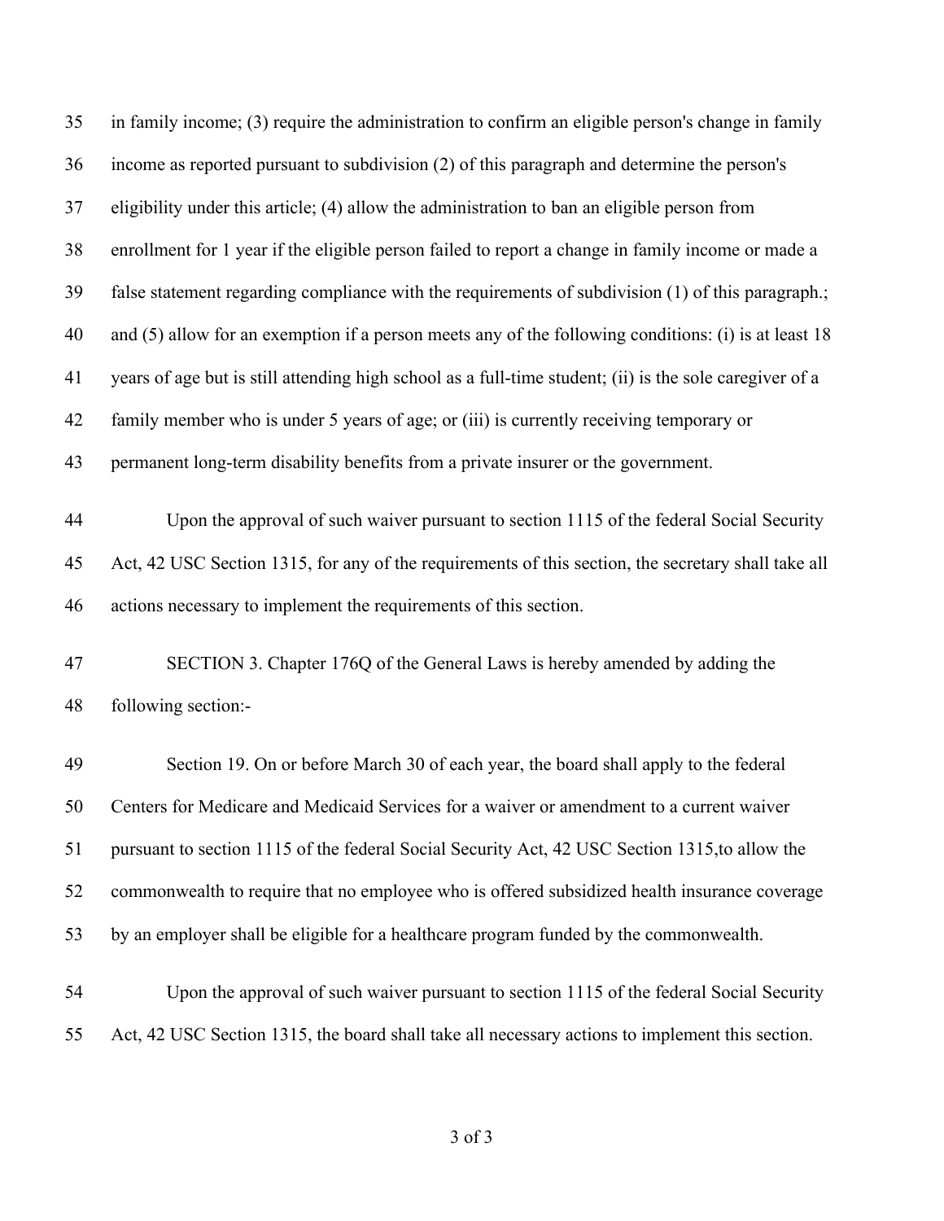in family income; (3) require the administration to confirm an eligible person's change in family income as reported pursuant to subdivision (2) of this paragraph and determine the person's eligibility under this article; (4) allow the administration to ban an eligible person from enrollment for 1 year if the eligible person failed to report a change in family income or made a false statement regarding compliance with the requirements of subdivision (1) of this paragraph.; and (5) allow for an exemption if a person meets any of the following conditions: (i) is at least 18 years of age but is still attending high school as a full-time student; (ii) is the sole caregiver of a family member who is under 5 years of age; or (iii) is currently receiving temporary or permanent long-term disability benefits from a private insurer or the government.

Upon the approval of such waiver pursuant to section 1115 of the federal Social Security Act, 42 USC Section 1315, for any of the requirements of this section, the secretary shall take all actions necessary to implement the requirements of this section.

SECTION 3. Chapter 176Q of the General Laws is hereby amended by adding the following section:-

Section 19. On or before March 30 of each year, the board shall apply to the federal Centers for Medicare and Medicaid Services for a waiver or amendment to a current waiver pursuant to section 1115 of the federal Social Security Act, 42 USC Section 1315,to allow the commonwealth to require that no employee who is offered subsidized health insurance coverage by an employer shall be eligible for a healthcare program funded by the commonwealth.

Upon the approval of such waiver pursuant to section 1115 of the federal Social Security Act, 42 USC Section 1315, the board shall take all necessary actions to implement this section.